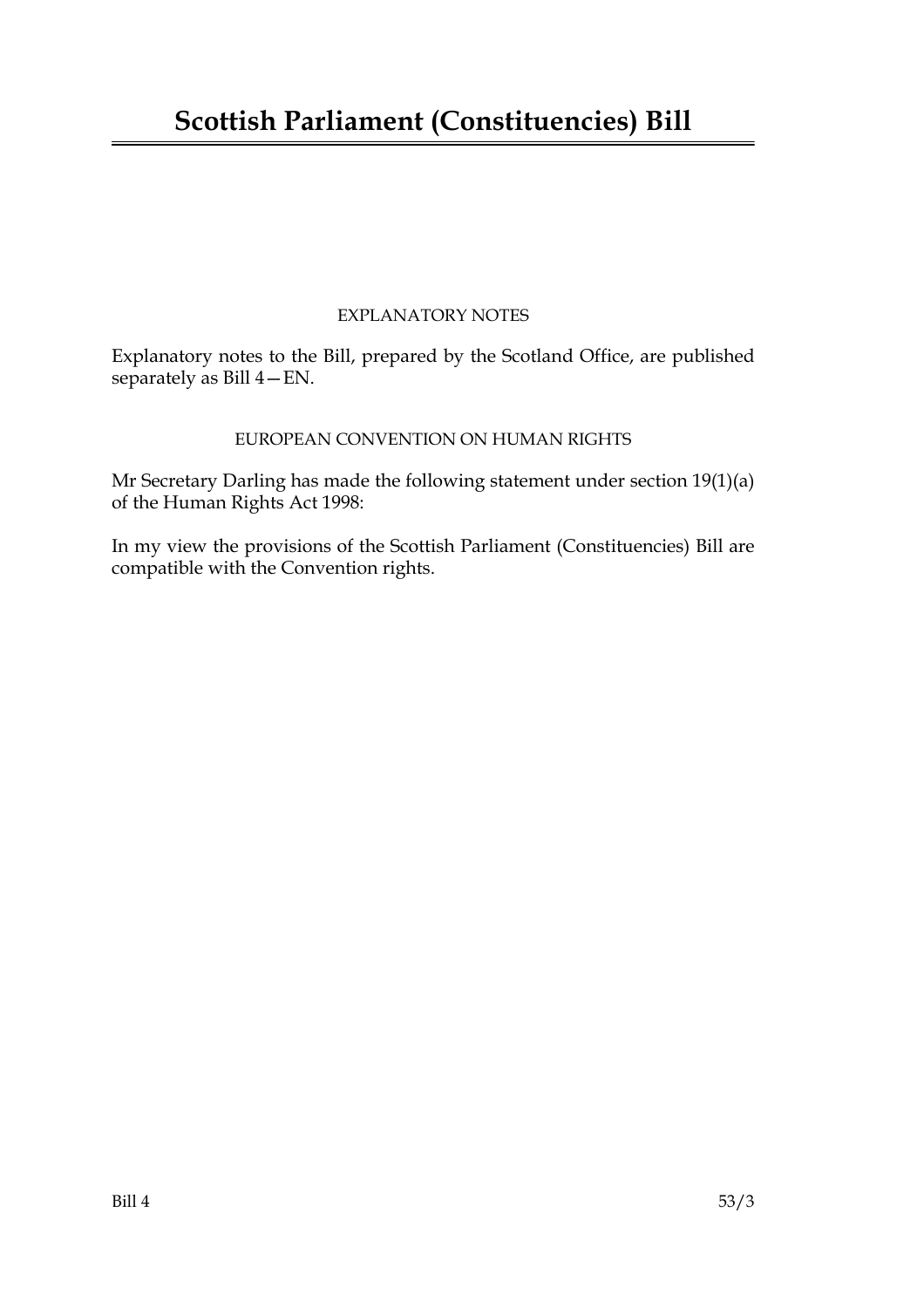# Scottish Parliament (Constituencies) Bill

EXPLANATORY NOTES

Explanatory notes to the Bill, prepared by the Scotland Office, are published separately as Bill 4—EN.

EUROPEAN CONVENTION ON HUMAN RIGHTS

Mr Secretary Darling has made the following statement under section 19(1)(a) of the Human Rights Act 1998:

In my view the provisions of the Scottish Parliament (Constituencies) Bill are compatible with the Convention rights.

Bill 4 53/3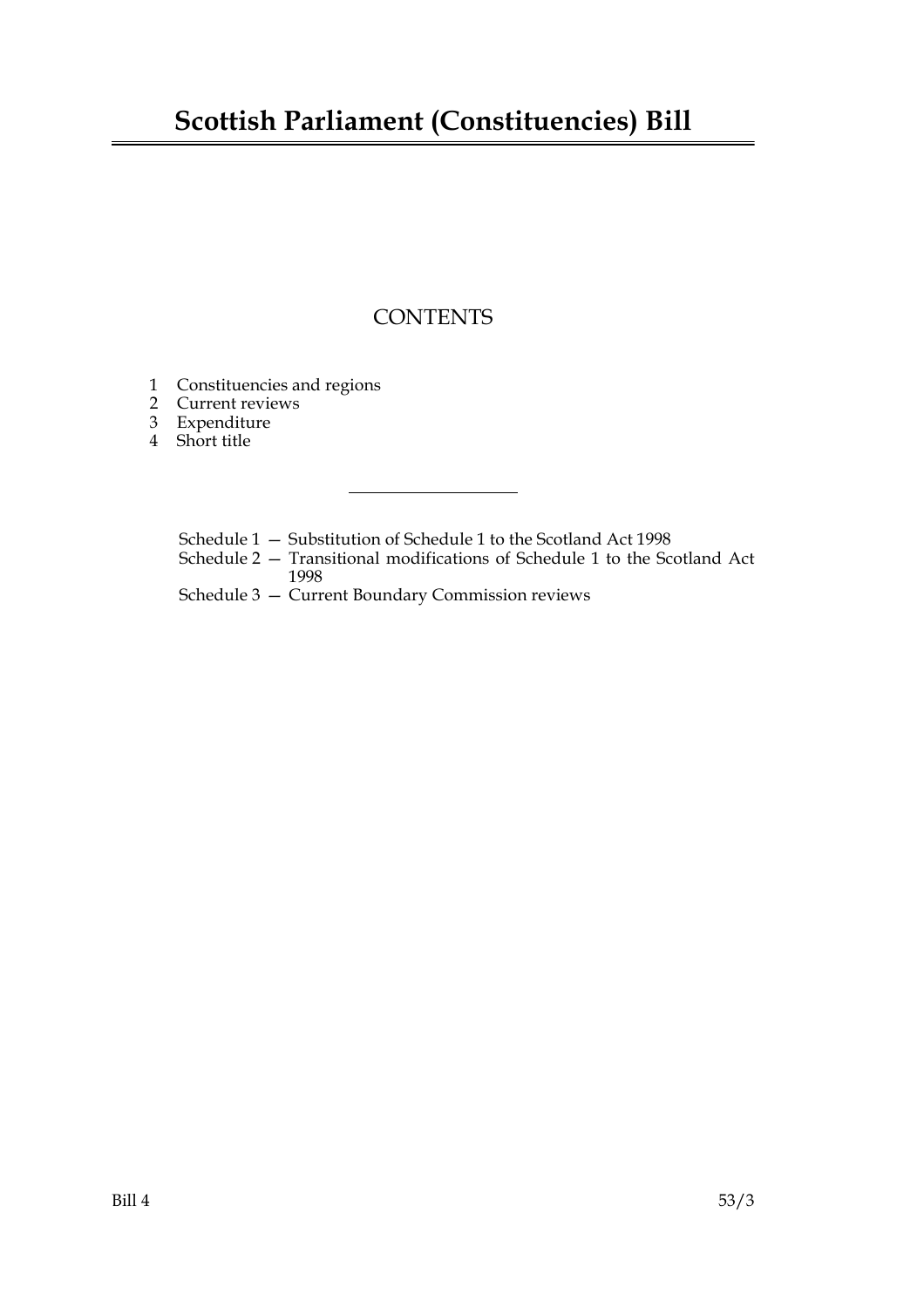# Scottish Parliament (Constituencies) Bill

## CONTENTS

1 Constituencies and regions
2 Current reviews
3 Expenditure
4 Short title

---

Schedule 1 — Substitution of Schedule 1 to the Scotland Act 1998
Schedule 2 — Transitional modifications of Schedule 1 to the Scotland Act 1998
Schedule 3 — Current Boundary Commission reviews

Bill 4 53/3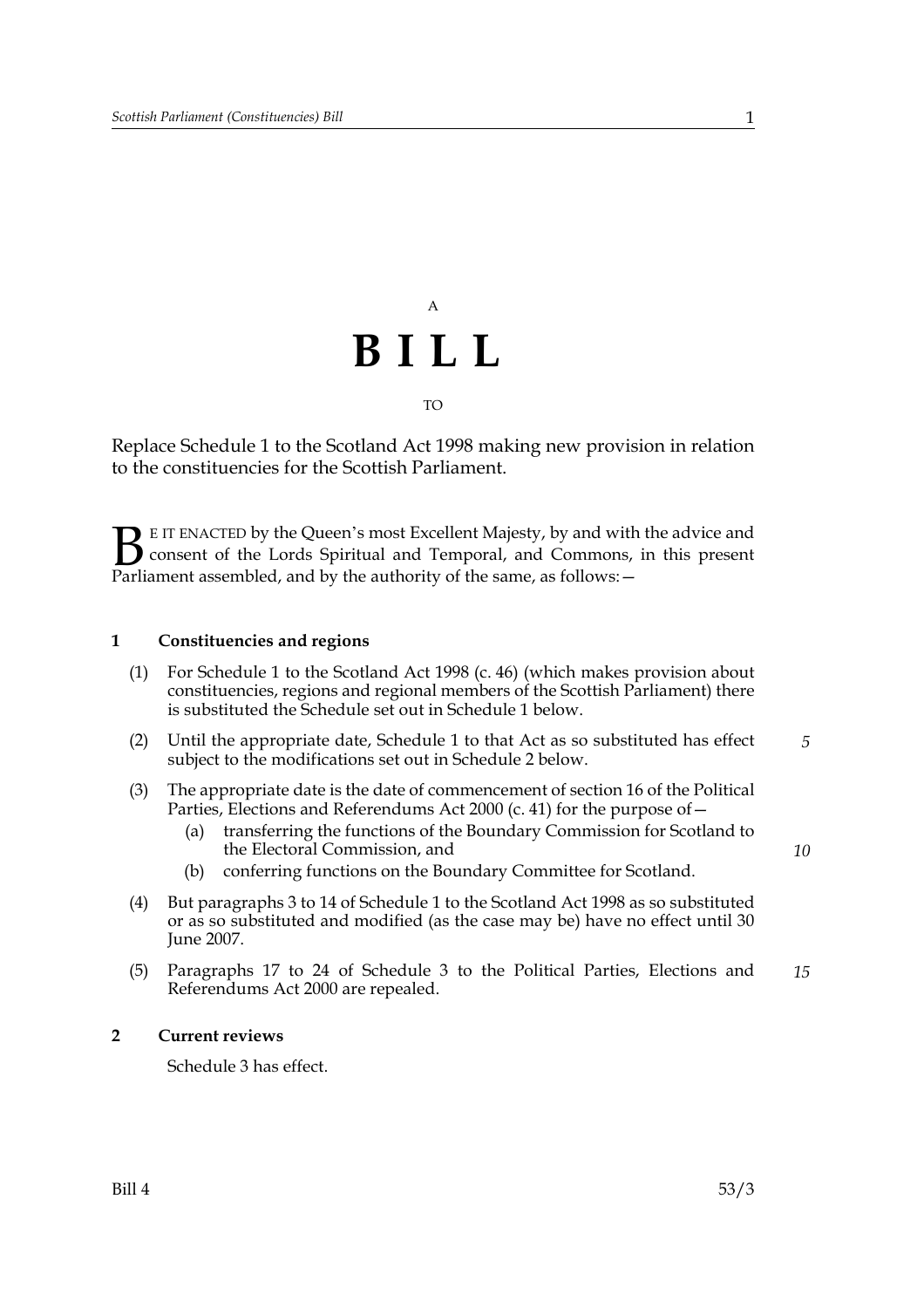A

# BILL

TO

Replace Schedule 1 to the Scotland Act 1998 making new provision in relation to the constituencies for the Scottish Parliament.

BE IT ENACTED by the Queen's most Excellent Majesty, by and with the advice and consent of the Lords Spiritual and Temporal, and Commons, in this present Parliament assembled, and by the authority of the same, as follows:—

**1 Constituencies and regions**

(1) For Schedule 1 to the Scotland Act 1998 (c. 46) (which makes provision about constituencies, regions and regional members of the Scottish Parliament) there is substituted the Schedule set out in Schedule 1 below.

(2) Until the appropriate date, Schedule 1 to that Act as so substituted has effect subject to the modifications set out in Schedule 2 below.

(3) The appropriate date is the date of commencement of section 16 of the Political Parties, Elections and Referendums Act 2000 (c. 41) for the purpose of—

(a) transferring the functions of the Boundary Commission for Scotland to the Electoral Commission, and

(b) conferring functions on the Boundary Committee for Scotland.

(4) But paragraphs 3 to 14 of Schedule 1 to the Scotland Act 1998 as so substituted or as so substituted and modified (as the case may be) have no effect until 30 June 2007.

(5) Paragraphs 17 to 24 of Schedule 3 to the Political Parties, Elections and Referendums Act 2000 are repealed.

**2 Current reviews**

Schedule 3 has effect.

Bill 4 53/3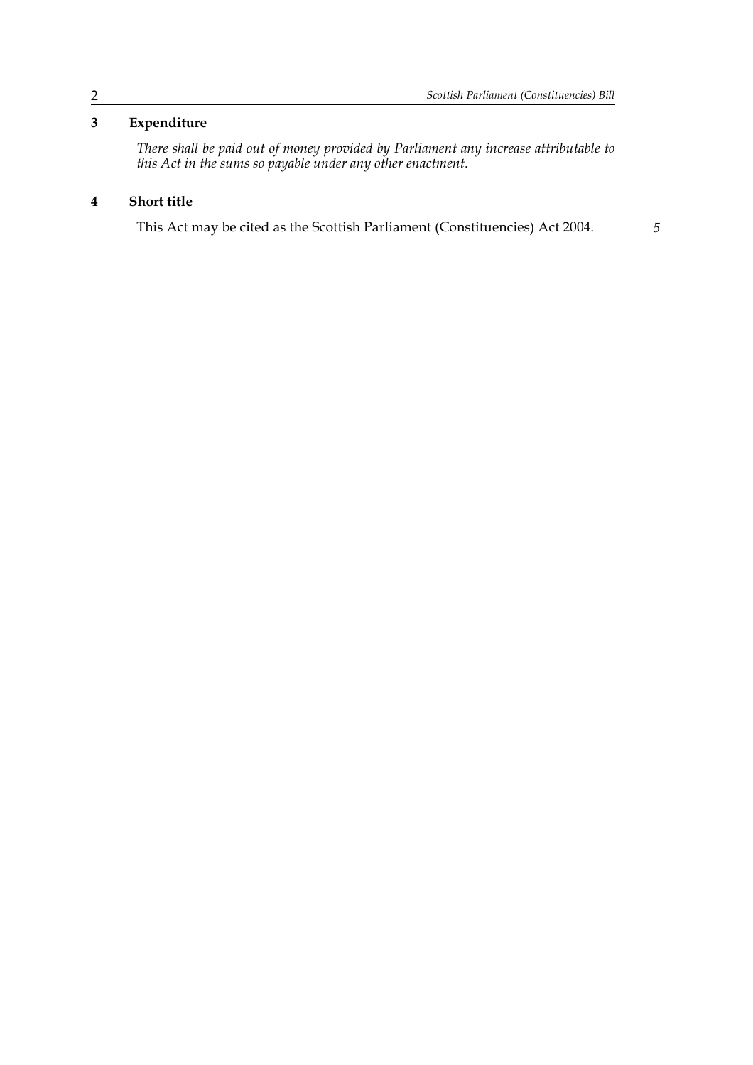**3 Expenditure**

*There shall be paid out of money provided by Parliament any increase attributable to this Act in the sums so payable under any other enactment.*

**4 Short title**

This Act may be cited as the Scottish Parliament (Constituencies) Act 2004.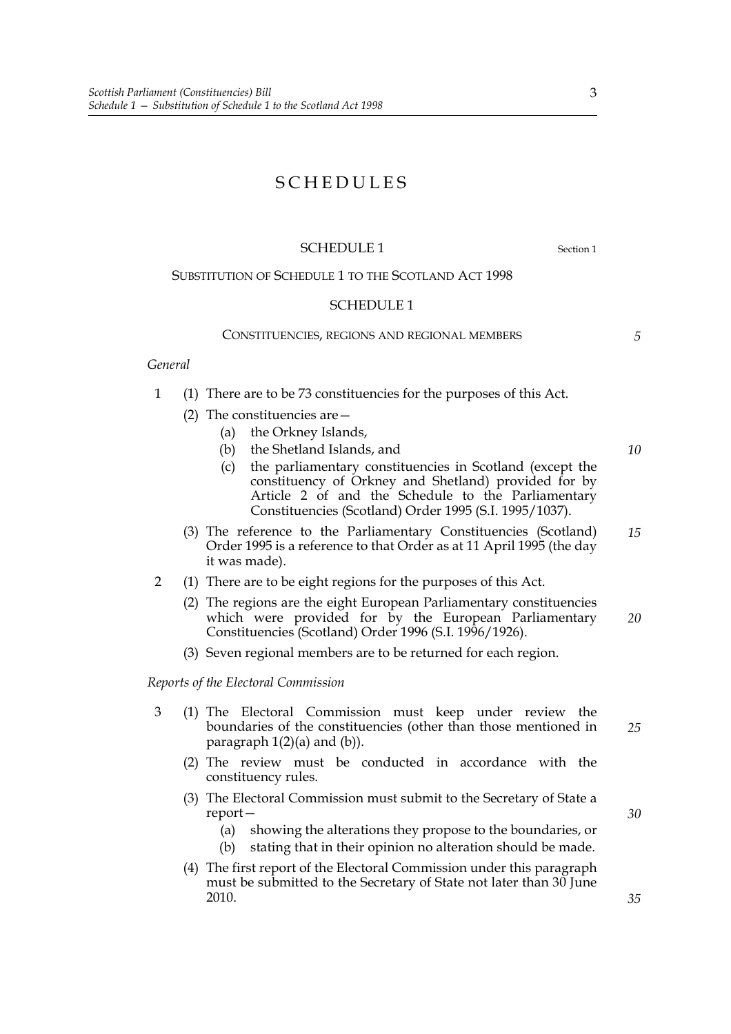# SCHEDULES

## SCHEDULE 1

Section 1

SUBSTITUTION OF SCHEDULE 1 TO THE SCOTLAND ACT 1998

## SCHEDULE 1

### CONSTITUENCIES, REGIONS AND REGIONAL MEMBERS

*General*

1 (1) There are to be 73 constituencies for the purposes of this Act.

(2) The constituencies are—

  (a) the Orkney Islands,

  (b) the Shetland Islands, and

  (c) the parliamentary constituencies in Scotland (except the constituency of Orkney and Shetland) provided for by Article 2 of and the Schedule to the Parliamentary Constituencies (Scotland) Order 1995 (S.I. 1995/1037).

(3) The reference to the Parliamentary Constituencies (Scotland) Order 1995 is a reference to that Order as at 11 April 1995 (the day it was made).

2 (1) There are to be eight regions for the purposes of this Act.

(2) The regions are the eight European Parliamentary constituencies which were provided for by the European Parliamentary Constituencies (Scotland) Order 1996 (S.I. 1996/1926).

(3) Seven regional members are to be returned for each region.

*Reports of the Electoral Commission*

3 (1) The Electoral Commission must keep under review the boundaries of the constituencies (other than those mentioned in paragraph 1(2)(a) and (b)).

(2) The review must be conducted in accordance with the constituency rules.

(3) The Electoral Commission must submit to the Secretary of State a report—

  (a) showing the alterations they propose to the boundaries, or

  (b) stating that in their opinion no alteration should be made.

(4) The first report of the Electoral Commission under this paragraph must be submitted to the Secretary of State not later than 30 June 2010.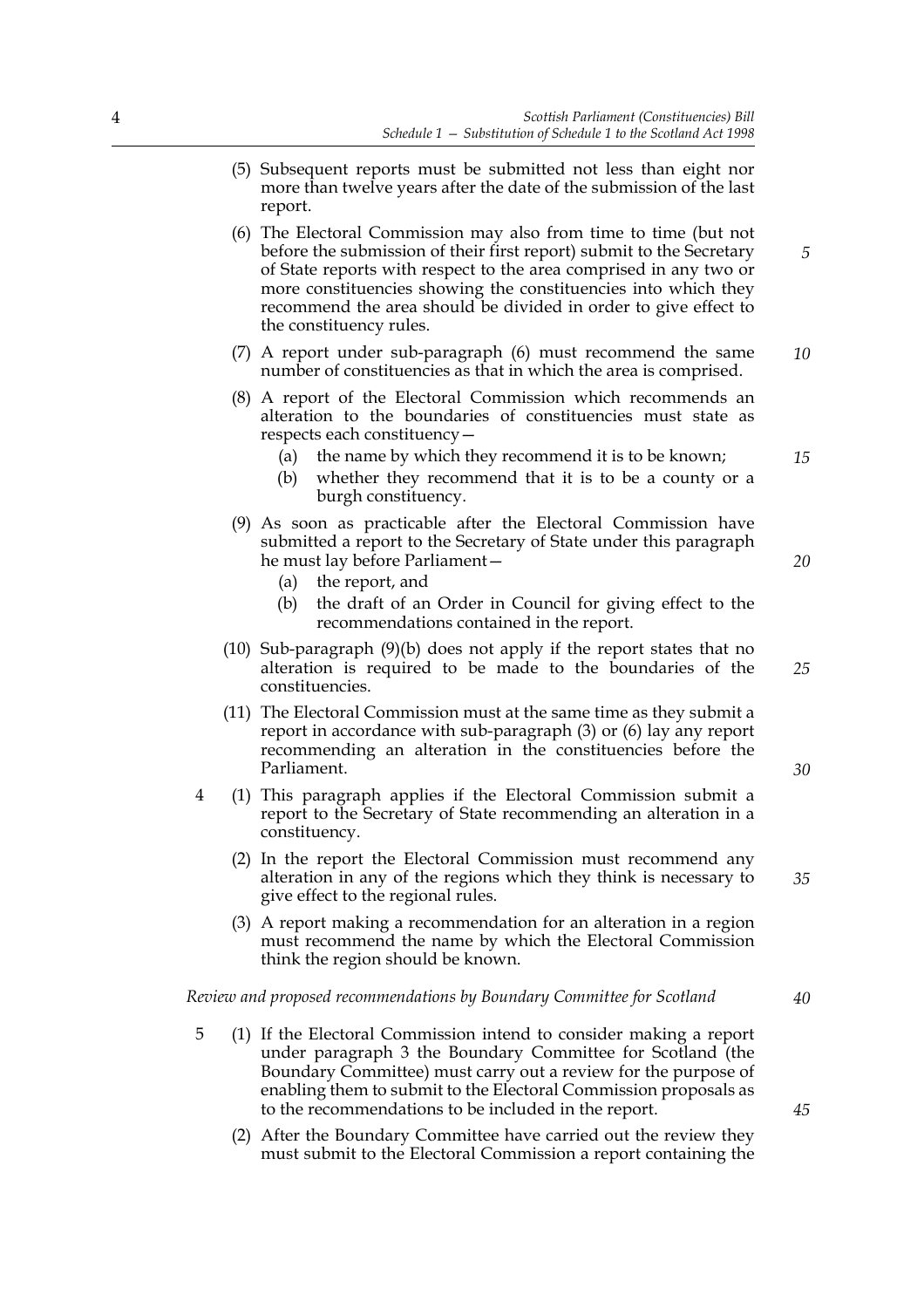(5) Subsequent reports must be submitted not less than eight nor more than twelve years after the date of the submission of the last report.

(6) The Electoral Commission may also from time to time (but not before the submission of their first report) submit to the Secretary of State reports with respect to the area comprised in any two or more constituencies showing the constituencies into which they recommend the area should be divided in order to give effect to the constituency rules.

(7) A report under sub-paragraph (6) must recommend the same number of constituencies as that in which the area is comprised.

(8) A report of the Electoral Commission which recommends an alteration to the boundaries of constituencies must state as respects each constituency—

(a) the name by which they recommend it is to be known;

(b) whether they recommend that it is to be a county or a burgh constituency.

(9) As soon as practicable after the Electoral Commission have submitted a report to the Secretary of State under this paragraph he must lay before Parliament—

(a) the report, and

(b) the draft of an Order in Council for giving effect to the recommendations contained in the report.

(10) Sub-paragraph (9)(b) does not apply if the report states that no alteration is required to be made to the boundaries of the constituencies.

(11) The Electoral Commission must at the same time as they submit a report in accordance with sub-paragraph (3) or (6) lay any report recommending an alteration in the constituencies before the Parliament.

4 (1) This paragraph applies if the Electoral Commission submit a report to the Secretary of State recommending an alteration in a constituency.

(2) In the report the Electoral Commission must recommend any alteration in any of the regions which they think is necessary to give effect to the regional rules.

(3) A report making a recommendation for an alteration in a region must recommend the name by which the Electoral Commission think the region should be known.

*Review and proposed recommendations by Boundary Committee for Scotland*

5 (1) If the Electoral Commission intend to consider making a report under paragraph 3 the Boundary Committee for Scotland (the Boundary Committee) must carry out a review for the purpose of enabling them to submit to the Electoral Commission proposals as to the recommendations to be included in the report.

(2) After the Boundary Committee have carried out the review they must submit to the Electoral Commission a report containing the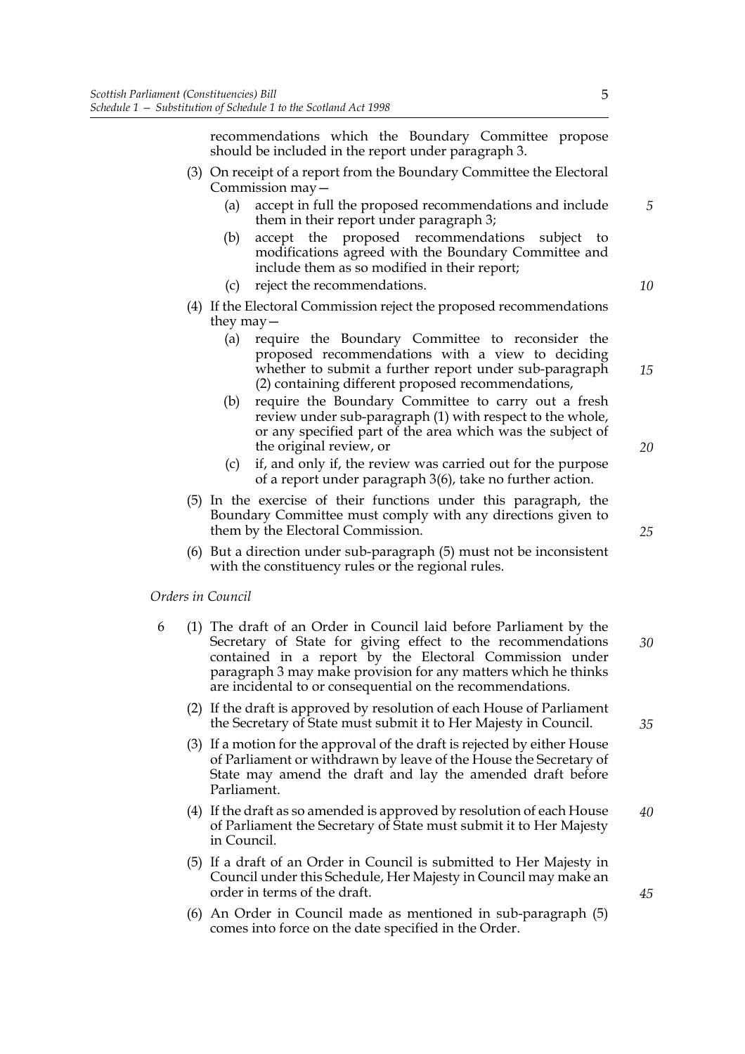recommendations which the Boundary Committee propose should be included in the report under paragraph 3.

(3) On receipt of a report from the Boundary Committee the Electoral Commission may—

(a) accept in full the proposed recommendations and include them in their report under paragraph 3;

(b) accept the proposed recommendations subject to modifications agreed with the Boundary Committee and include them as so modified in their report;

(c) reject the recommendations.

(4) If the Electoral Commission reject the proposed recommendations they may—

(a) require the Boundary Committee to reconsider the proposed recommendations with a view to deciding whether to submit a further report under sub-paragraph (2) containing different proposed recommendations,

(b) require the Boundary Committee to carry out a fresh review under sub-paragraph (1) with respect to the whole, or any specified part of the area which was the subject of the original review, or

(c) if, and only if, the review was carried out for the purpose of a report under paragraph 3(6), take no further action.

(5) In the exercise of their functions under this paragraph, the Boundary Committee must comply with any directions given to them by the Electoral Commission.

(6) But a direction under sub-paragraph (5) must not be inconsistent with the constituency rules or the regional rules.

*Orders in Council*

6 (1) The draft of an Order in Council laid before Parliament by the Secretary of State for giving effect to the recommendations contained in a report by the Electoral Commission under paragraph 3 may make provision for any matters which he thinks are incidental to or consequential on the recommendations.

(2) If the draft is approved by resolution of each House of Parliament the Secretary of State must submit it to Her Majesty in Council.

(3) If a motion for the approval of the draft is rejected by either House of Parliament or withdrawn by leave of the House the Secretary of State may amend the draft and lay the amended draft before Parliament.

(4) If the draft as so amended is approved by resolution of each House of Parliament the Secretary of State must submit it to Her Majesty in Council.

(5) If a draft of an Order in Council is submitted to Her Majesty in Council under this Schedule, Her Majesty in Council may make an order in terms of the draft.

(6) An Order in Council made as mentioned in sub-paragraph (5) comes into force on the date specified in the Order.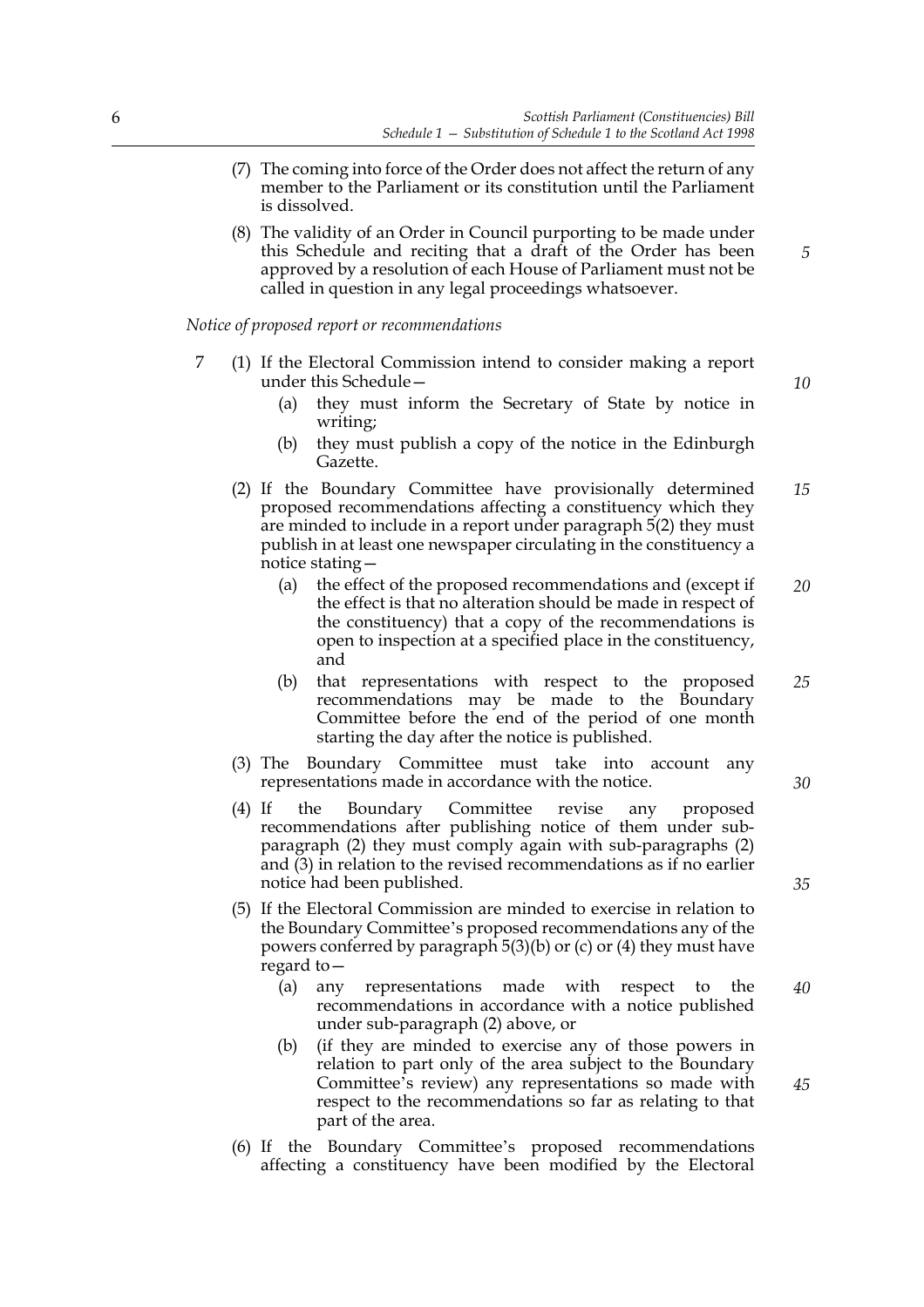(7) The coming into force of the Order does not affect the return of any member to the Parliament or its constitution until the Parliament is dissolved.

(8) The validity of an Order in Council purporting to be made under this Schedule and reciting that a draft of the Order has been approved by a resolution of each House of Parliament must not be called in question in any legal proceedings whatsoever.

*Notice of proposed report or recommendations*

7 (1) If the Electoral Commission intend to consider making a report under this Schedule—

   (a) they must inform the Secretary of State by notice in writing;

   (b) they must publish a copy of the notice in the Edinburgh Gazette.

(2) If the Boundary Committee have provisionally determined proposed recommendations affecting a constituency which they are minded to include in a report under paragraph 5(2) they must publish in at least one newspaper circulating in the constituency a notice stating—

   (a) the effect of the proposed recommendations and (except if the effect is that no alteration should be made in respect of the constituency) that a copy of the recommendations is open to inspection at a specified place in the constituency, and

   (b) that representations with respect to the proposed recommendations may be made to the Boundary Committee before the end of the period of one month starting the day after the notice is published.

(3) The Boundary Committee must take into account any representations made in accordance with the notice.

(4) If the Boundary Committee revise any proposed recommendations after publishing notice of them under sub-paragraph (2) they must comply again with sub-paragraphs (2) and (3) in relation to the revised recommendations as if no earlier notice had been published.

(5) If the Electoral Commission are minded to exercise in relation to the Boundary Committee's proposed recommendations any of the powers conferred by paragraph 5(3)(b) or (c) or (4) they must have regard to—

   (a) any representations made with respect to the recommendations in accordance with a notice published under sub-paragraph (2) above, or

   (b) (if they are minded to exercise any of those powers in relation to part only of the area subject to the Boundary Committee's review) any representations so made with respect to the recommendations so far as relating to that part of the area.

(6) If the Boundary Committee's proposed recommendations affecting a constituency have been modified by the Electoral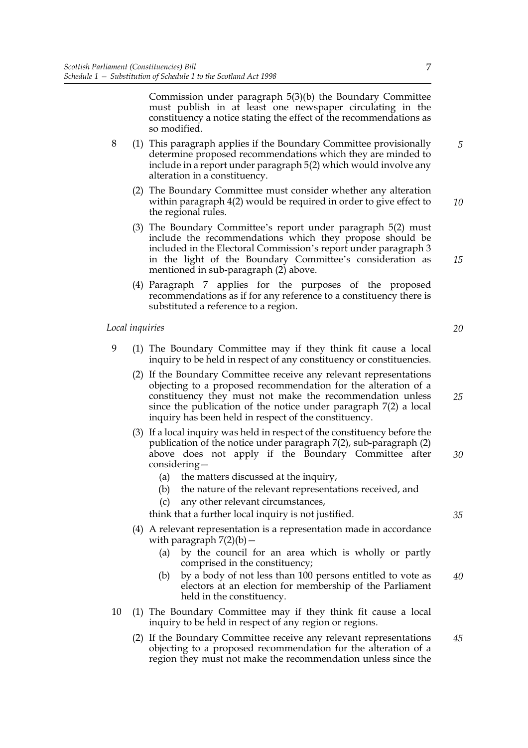Commission under paragraph 5(3)(b) the Boundary Committee must publish in at least one newspaper circulating in the constituency a notice stating the effect of the recommendations as so modified.

8 (1) This paragraph applies if the Boundary Committee provisionally determine proposed recommendations which they are minded to include in a report under paragraph 5(2) which would involve any alteration in a constituency.

(2) The Boundary Committee must consider whether any alteration within paragraph 4(2) would be required in order to give effect to the regional rules.

(3) The Boundary Committee's report under paragraph 5(2) must include the recommendations which they propose should be included in the Electoral Commission's report under paragraph 3 in the light of the Boundary Committee's consideration as mentioned in sub-paragraph (2) above.

(4) Paragraph 7 applies for the purposes of the proposed recommendations as if for any reference to a constituency there is substituted a reference to a region.

*Local inquiries*

9 (1) The Boundary Committee may if they think fit cause a local inquiry to be held in respect of any constituency or constituencies.

(2) If the Boundary Committee receive any relevant representations objecting to a proposed recommendation for the alteration of a constituency they must not make the recommendation unless since the publication of the notice under paragraph 7(2) a local inquiry has been held in respect of the constituency.

(3) If a local inquiry was held in respect of the constituency before the publication of the notice under paragraph 7(2), sub-paragraph (2) above does not apply if the Boundary Committee after considering—

(a) the matters discussed at the inquiry,

(b) the nature of the relevant representations received, and

(c) any other relevant circumstances,

think that a further local inquiry is not justified.

(4) A relevant representation is a representation made in accordance with paragraph 7(2)(b)—

(a) by the council for an area which is wholly or partly comprised in the constituency;

(b) by a body of not less than 100 persons entitled to vote as electors at an election for membership of the Parliament held in the constituency.

10 (1) The Boundary Committee may if they think fit cause a local inquiry to be held in respect of any region or regions.

(2) If the Boundary Committee receive any relevant representations objecting to a proposed recommendation for the alteration of a region they must not make the recommendation unless since the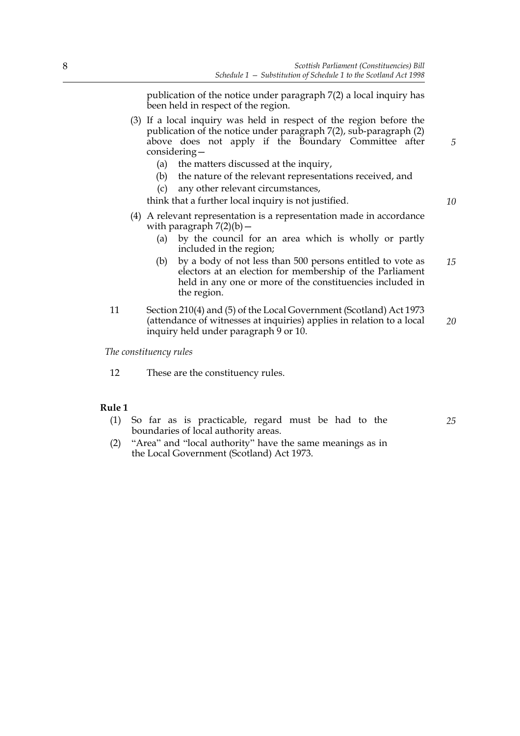publication of the notice under paragraph 7(2) a local inquiry has been held in respect of the region.

(3) If a local inquiry was held in respect of the region before the publication of the notice under paragraph 7(2), sub-paragraph (2) above does not apply if the Boundary Committee after considering—

(a) the matters discussed at the inquiry,

(b) the nature of the relevant representations received, and

(c) any other relevant circumstances,

think that a further local inquiry is not justified.

(4) A relevant representation is a representation made in accordance with paragraph 7(2)(b)—

(a) by the council for an area which is wholly or partly included in the region;

(b) by a body of not less than 500 persons entitled to vote as electors at an election for membership of the Parliament held in any one or more of the constituencies included in the region.

11 Section 210(4) and (5) of the Local Government (Scotland) Act 1973 (attendance of witnesses at inquiries) applies in relation to a local inquiry held under paragraph 9 or 10.

*The constituency rules*

12 These are the constituency rules.

**Rule 1**

(1) So far as is practicable, regard must be had to the boundaries of local authority areas.

(2) "Area" and "local authority" have the same meanings as in the Local Government (Scotland) Act 1973.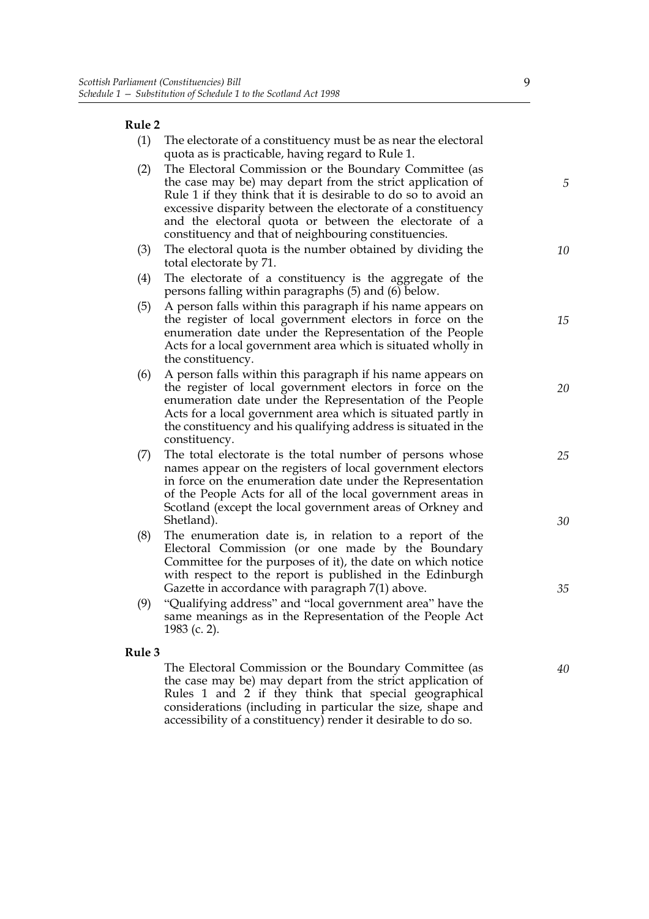**Rule 2**

(1) The electorate of a constituency must be as near the electoral quota as is practicable, having regard to Rule 1.

(2) The Electoral Commission or the Boundary Committee (as the case may be) may depart from the strict application of Rule 1 if they think that it is desirable to do so to avoid an excessive disparity between the electorate of a constituency and the electoral quota or between the electorate of a constituency and that of neighbouring constituencies.

(3) The electoral quota is the number obtained by dividing the total electorate by 71.

(4) The electorate of a constituency is the aggregate of the persons falling within paragraphs (5) and (6) below.

(5) A person falls within this paragraph if his name appears on the register of local government electors in force on the enumeration date under the Representation of the People Acts for a local government area which is situated wholly in the constituency.

(6) A person falls within this paragraph if his name appears on the register of local government electors in force on the enumeration date under the Representation of the People Acts for a local government area which is situated partly in the constituency and his qualifying address is situated in the constituency.

(7) The total electorate is the total number of persons whose names appear on the registers of local government electors in force on the enumeration date under the Representation of the People Acts for all of the local government areas in Scotland (except the local government areas of Orkney and Shetland).

(8) The enumeration date is, in relation to a report of the Electoral Commission (or one made by the Boundary Committee for the purposes of it), the date on which notice with respect to the report is published in the Edinburgh Gazette in accordance with paragraph 7(1) above.

(9) "Qualifying address" and "local government area" have the same meanings as in the Representation of the People Act 1983 (c. 2).

**Rule 3**

The Electoral Commission or the Boundary Committee (as the case may be) may depart from the strict application of Rules 1 and 2 if they think that special geographical considerations (including in particular the size, shape and accessibility of a constituency) render it desirable to do so.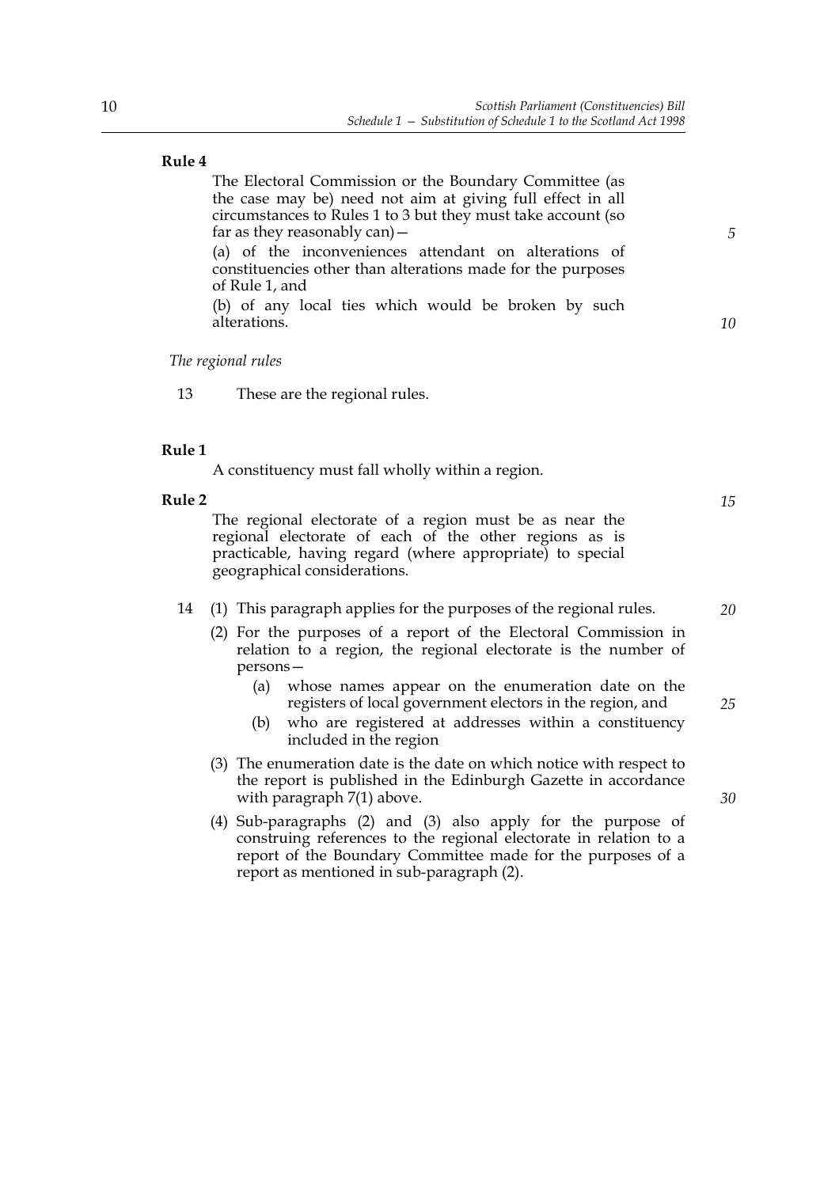**Rule 4**

The Electoral Commission or the Boundary Committee (as the case may be) need not aim at giving full effect in all circumstances to Rules 1 to 3 but they must take account (so far as they reasonably can)—

(a) of the inconveniences attendant on alterations of constituencies other than alterations made for the purposes of Rule 1, and

(b) of any local ties which would be broken by such alterations.

*The regional rules*

13 These are the regional rules.

**Rule 1**

A constituency must fall wholly within a region.

**Rule 2**

The regional electorate of a region must be as near the regional electorate of each of the other regions as is practicable, having regard (where appropriate) to special geographical considerations.

14 (1) This paragraph applies for the purposes of the regional rules.

(2) For the purposes of a report of the Electoral Commission in relation to a region, the regional electorate is the number of persons—

- (a) whose names appear on the enumeration date on the registers of local government electors in the region, and
- (b) who are registered at addresses within a constituency included in the region

(3) The enumeration date is the date on which notice with respect to the report is published in the Edinburgh Gazette in accordance with paragraph 7(1) above.

(4) Sub-paragraphs (2) and (3) also apply for the purpose of construing references to the regional electorate in relation to a report of the Boundary Committee made for the purposes of a report as mentioned in sub-paragraph (2).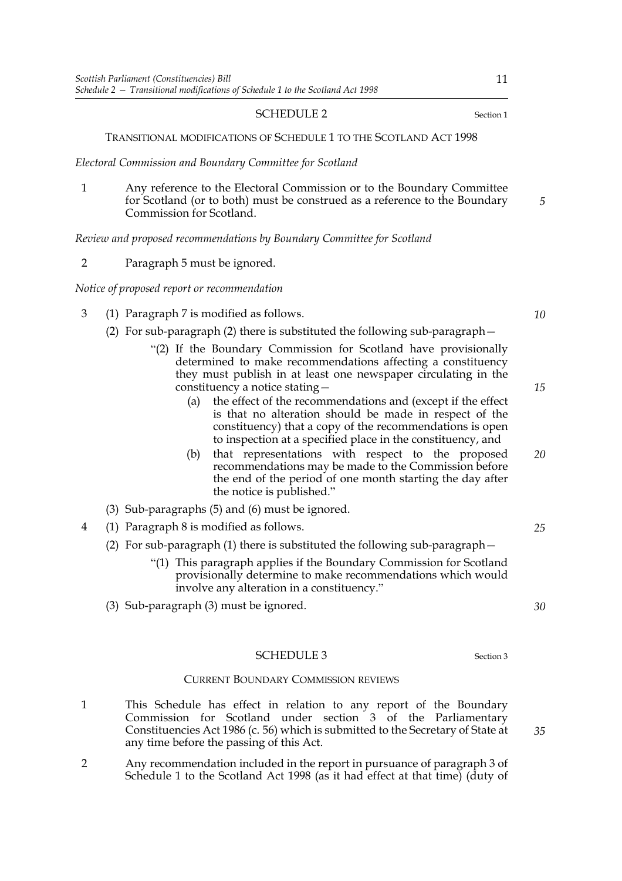## SCHEDULE 2

Section 1

TRANSITIONAL MODIFICATIONS OF SCHEDULE 1 TO THE SCOTLAND ACT 1998

*Electoral Commission and Boundary Committee for Scotland*

1 Any reference to the Electoral Commission or to the Boundary Committee for Scotland (or to both) must be construed as a reference to the Boundary Commission for Scotland.

*Review and proposed recommendations by Boundary Committee for Scotland*

2 Paragraph 5 must be ignored.

*Notice of proposed report or recommendation*

3 (1) Paragraph 7 is modified as follows.

(2) For sub-paragraph (2) there is substituted the following sub-paragraph—

"(2) If the Boundary Commission for Scotland have provisionally determined to make recommendations affecting a constituency they must publish in at least one newspaper circulating in the constituency a notice stating—

(a) the effect of the recommendations and (except if the effect is that no alteration should be made in respect of the constituency) that a copy of the recommendations is open to inspection at a specified place in the constituency, and

(b) that representations with respect to the proposed recommendations may be made to the Commission before the end of the period of one month starting the day after the notice is published."

(3) Sub-paragraphs (5) and (6) must be ignored.

4 (1) Paragraph 8 is modified as follows.

(2) For sub-paragraph (1) there is substituted the following sub-paragraph—

"(1) This paragraph applies if the Boundary Commission for Scotland provisionally determine to make recommendations which would involve any alteration in a constituency."

(3) Sub-paragraph (3) must be ignored.

## SCHEDULE 3

Section 3

CURRENT BOUNDARY COMMISSION REVIEWS

1 This Schedule has effect in relation to any report of the Boundary Commission for Scotland under section 3 of the Parliamentary Constituencies Act 1986 (c. 56) which is submitted to the Secretary of State at any time before the passing of this Act.

2 Any recommendation included in the report in pursuance of paragraph 3 of Schedule 1 to the Scotland Act 1998 (as it had effect at that time) (duty of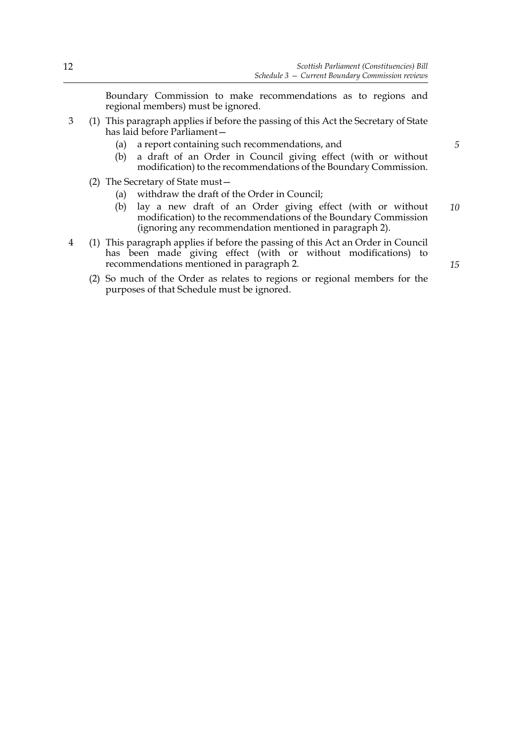Boundary Commission to make recommendations as to regions and regional members) must be ignored.

3 (1) This paragraph applies if before the passing of this Act the Secretary of State has laid before Parliament—

(a) a report containing such recommendations, and

(b) a draft of an Order in Council giving effect (with or without modification) to the recommendations of the Boundary Commission.

(2) The Secretary of State must—

(a) withdraw the draft of the Order in Council;

(b) lay a new draft of an Order giving effect (with or without modification) to the recommendations of the Boundary Commission (ignoring any recommendation mentioned in paragraph 2).

4 (1) This paragraph applies if before the passing of this Act an Order in Council has been made giving effect (with or without modifications) to recommendations mentioned in paragraph 2.

(2) So much of the Order as relates to regions or regional members for the purposes of that Schedule must be ignored.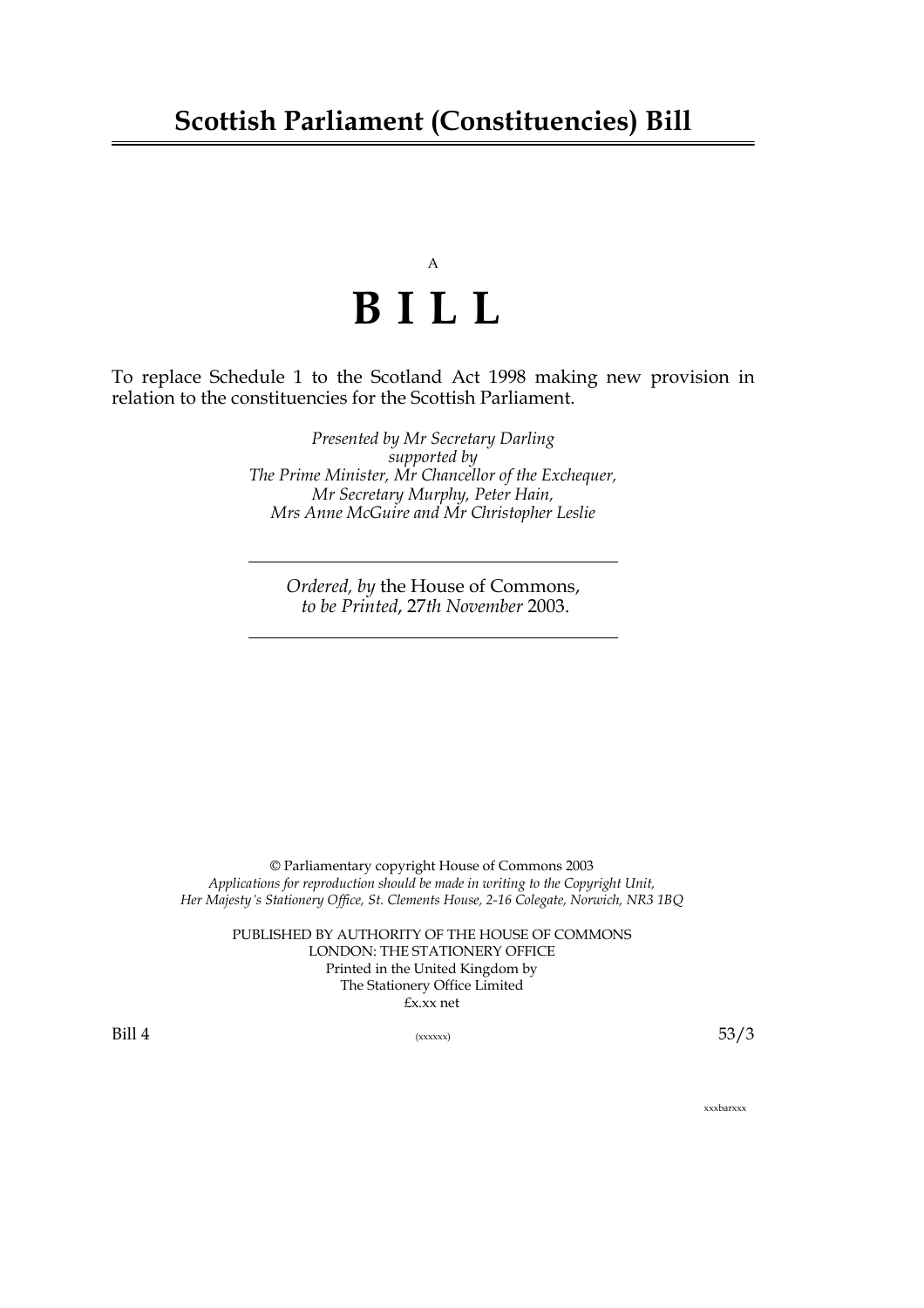# Scottish Parliament (Constituencies) Bill

A

# B I L L

To replace Schedule 1 to the Scotland Act 1998 making new provision in relation to the constituencies for the Scottish Parliament.

*Presented by Mr Secretary Darling*
*supported by*
*The Prime Minister, Mr Chancellor of the Exchequer,*
*Mr Secretary Murphy, Peter Hain,*
*Mrs Anne McGuire and Mr Christopher Leslie*

*Ordered, by* the House of Commons,
*to be Printed*, 27*th November* 2003.

© Parliamentary copyright House of Commons 2003
*Applications for reproduction should be made in writing to the Copyright Unit,*
*Her Majesty's Stationery Office, St. Clements House, 2-16 Colegate, Norwich, NR3 1BQ*

PUBLISHED BY AUTHORITY OF THE HOUSE OF COMMONS
LONDON: THE STATIONERY OFFICE
Printed in the United Kingdom by
The Stationery Office Limited
£x.xx net

Bill 4 (xxxxxx) 53/3

xxxbarxxx